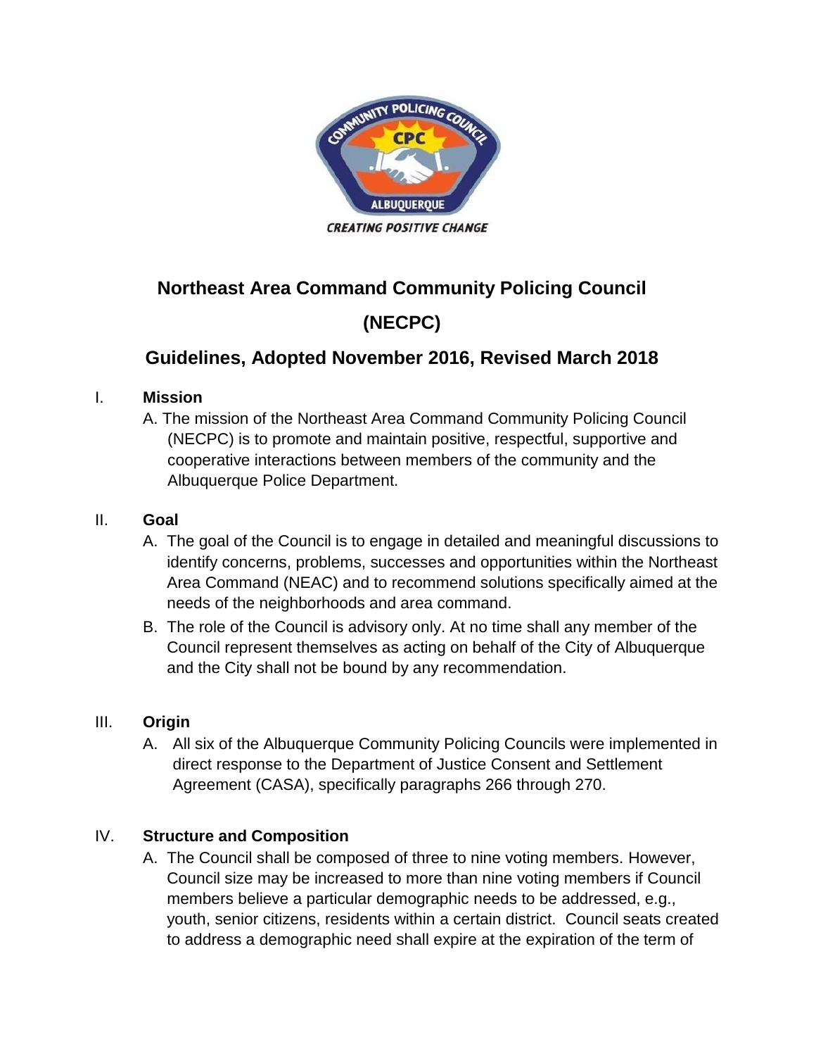# Northeast Area Command Community Policing Council

# (NECPC)

## Guidelines, Adopted November 2016, Revised March 2018

I. **Mission**

A. The mission of the Northeast Area Command Community Policing Council (NECPC) is to promote and maintain positive, respectful, supportive and cooperative interactions between members of the community and the Albuquerque Police Department.

II. **Goal**

A. The goal of the Council is to engage in detailed and meaningful discussions to identify concerns, problems, successes and opportunities within the Northeast Area Command (NEAC) and to recommend solutions specifically aimed at the needs of the neighborhoods and area command.

B. The role of the Council is advisory only. At no time shall any member of the Council represent themselves as acting on behalf of the City of Albuquerque and the City shall not be bound by any recommendation.

III. **Origin**

A. All six of the Albuquerque Community Policing Councils were implemented in direct response to the Department of Justice Consent and Settlement Agreement (CASA), specifically paragraphs 266 through 270.

IV. **Structure and Composition**

A. The Council shall be composed of three to nine voting members. However, Council size may be increased to more than nine voting members if Council members believe a particular demographic needs to be addressed, e.g., youth, senior citizens, residents within a certain district. Council seats created to address a demographic need shall expire at the expiration of the term of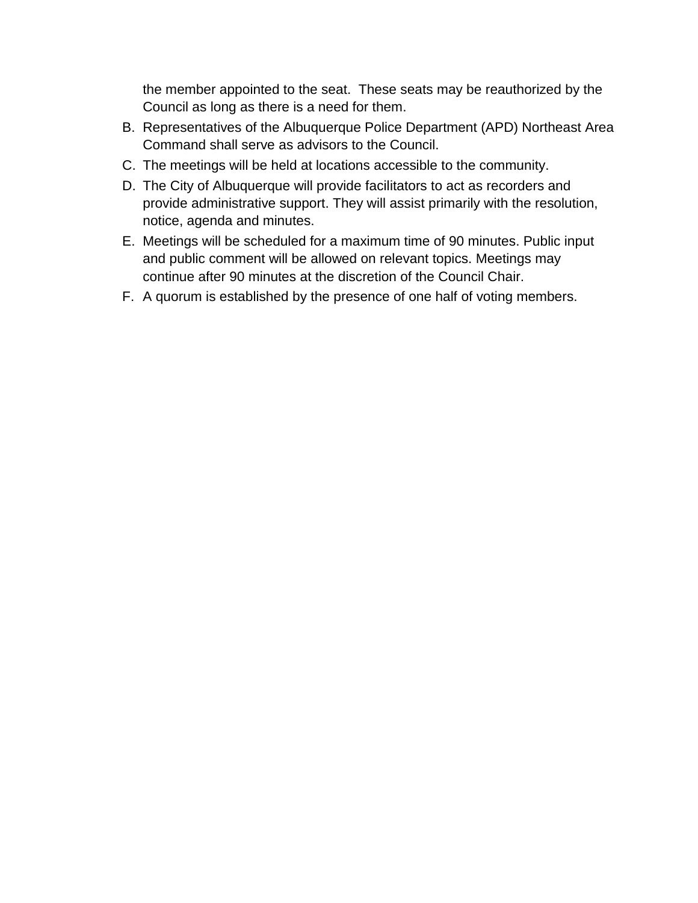the member appointed to the seat.  These seats may be reauthorized by the Council as long as there is a need for them.

B. Representatives of the Albuquerque Police Department (APD) Northeast Area Command shall serve as advisors to the Council.
C. The meetings will be held at locations accessible to the community.
D. The City of Albuquerque will provide facilitators to act as recorders and provide administrative support. They will assist primarily with the resolution, notice, agenda and minutes.
E. Meetings will be scheduled for a maximum time of 90 minutes. Public input and public comment will be allowed on relevant topics. Meetings may continue after 90 minutes at the discretion of the Council Chair.
F. A quorum is established by the presence of one half of voting members.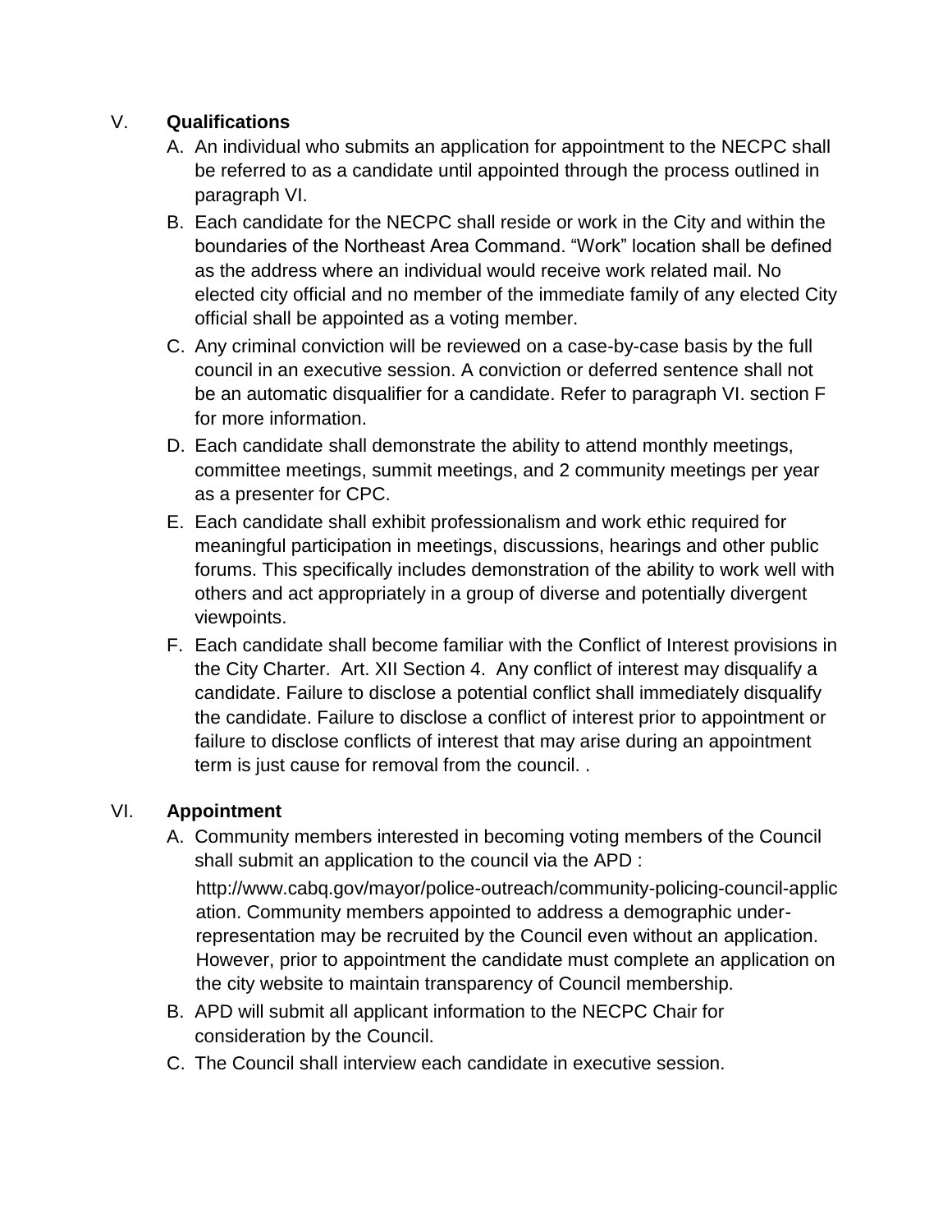## V. **Qualifications**

A. An individual who submits an application for appointment to the NECPC shall be referred to as a candidate until appointed through the process outlined in paragraph VI.

B. Each candidate for the NECPC shall reside or work in the City and within the boundaries of the Northeast Area Command. "Work" location shall be defined as the address where an individual would receive work related mail. No elected city official and no member of the immediate family of any elected City official shall be appointed as a voting member.

C. Any criminal conviction will be reviewed on a case-by-case basis by the full council in an executive session. A conviction or deferred sentence shall not be an automatic disqualifier for a candidate. Refer to paragraph VI. section F for more information.

D. Each candidate shall demonstrate the ability to attend monthly meetings, committee meetings, summit meetings, and 2 community meetings per year as a presenter for CPC.

E. Each candidate shall exhibit professionalism and work ethic required for meaningful participation in meetings, discussions, hearings and other public forums. This specifically includes demonstration of the ability to work well with others and act appropriately in a group of diverse and potentially divergent viewpoints.

F. Each candidate shall become familiar with the Conflict of Interest provisions in the City Charter. Art. XII Section 4. Any conflict of interest may disqualify a candidate. Failure to disclose a potential conflict shall immediately disqualify the candidate. Failure to disclose a conflict of interest prior to appointment or failure to disclose conflicts of interest that may arise during an appointment term is just cause for removal from the council. .

## VI. **Appointment**

A. Community members interested in becoming voting members of the Council shall submit an application to the council via the APD :

   http://www.cabq.gov/mayor/police-outreach/community-policing-council-application. Community members appointed to address a demographic under-representation may be recruited by the Council even without an application. However, prior to appointment the candidate must complete an application on the city website to maintain transparency of Council membership.

B. APD will submit all applicant information to the NECPC Chair for consideration by the Council.

C. The Council shall interview each candidate in executive session.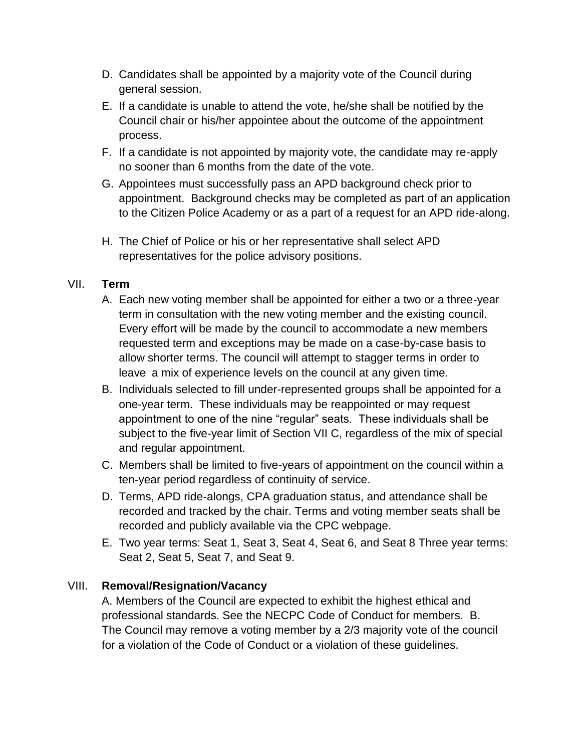D. Candidates shall be appointed by a majority vote of the Council during general session.

E. If a candidate is unable to attend the vote, he/she shall be notified by the Council chair or his/her appointee about the outcome of the appointment process.

F. If a candidate is not appointed by majority vote, the candidate may re-apply no sooner than 6 months from the date of the vote.

G. Appointees must successfully pass an APD background check prior to appointment. Background checks may be completed as part of an application to the Citizen Police Academy or as a part of a request for an APD ride-along.

H. The Chief of Police or his or her representative shall select APD representatives for the police advisory positions.

## VII. **Term**

A. Each new voting member shall be appointed for either a two or a three-year term in consultation with the new voting member and the existing council. Every effort will be made by the council to accommodate a new members requested term and exceptions may be made on a case-by-case basis to allow shorter terms. The council will attempt to stagger terms in order to leave a mix of experience levels on the council at any given time.

B. Individuals selected to fill under-represented groups shall be appointed for a one-year term. These individuals may be reappointed or may request appointment to one of the nine "regular" seats. These individuals shall be subject to the five-year limit of Section VII C, regardless of the mix of special and regular appointment.

C. Members shall be limited to five-years of appointment on the council within a ten-year period regardless of continuity of service.

D. Terms, APD ride-alongs, CPA graduation status, and attendance shall be recorded and tracked by the chair. Terms and voting member seats shall be recorded and publicly available via the CPC webpage.

E. Two year terms: Seat 1, Seat 3, Seat 4, Seat 6, and Seat 8 Three year terms: Seat 2, Seat 5, Seat 7, and Seat 9.

## VIII. **Removal/Resignation/Vacancy**

A. Members of the Council are expected to exhibit the highest ethical and professional standards. See the NECPC Code of Conduct for members. B. The Council may remove a voting member by a 2/3 majority vote of the council for a violation of the Code of Conduct or a violation of these guidelines.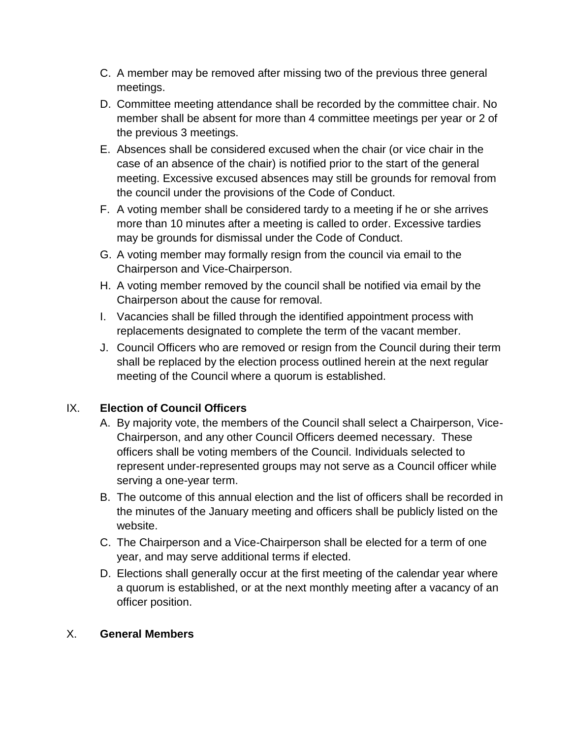C. A member may be removed after missing two of the previous three general meetings.
D. Committee meeting attendance shall be recorded by the committee chair. No member shall be absent for more than 4 committee meetings per year or 2 of the previous 3 meetings.
E. Absences shall be considered excused when the chair (or vice chair in the case of an absence of the chair) is notified prior to the start of the general meeting. Excessive excused absences may still be grounds for removal from the council under the provisions of the Code of Conduct.
F. A voting member shall be considered tardy to a meeting if he or she arrives more than 10 minutes after a meeting is called to order. Excessive tardies may be grounds for dismissal under the Code of Conduct.
G. A voting member may formally resign from the council via email to the Chairperson and Vice-Chairperson.
H. A voting member removed by the council shall be notified via email by the Chairperson about the cause for removal.
I. Vacancies shall be filled through the identified appointment process with replacements designated to complete the term of the vacant member.
J. Council Officers who are removed or resign from the Council during their term shall be replaced by the election process outlined herein at the next regular meeting of the Council where a quorum is established.

## IX. Election of Council Officers

A. By majority vote, the members of the Council shall select a Chairperson, Vice-Chairperson, and any other Council Officers deemed necessary. These officers shall be voting members of the Council. Individuals selected to represent under-represented groups may not serve as a Council officer while serving a one-year term.
B. The outcome of this annual election and the list of officers shall be recorded in the minutes of the January meeting and officers shall be publicly listed on the website.
C. The Chairperson and a Vice-Chairperson shall be elected for a term of one year, and may serve additional terms if elected.
D. Elections shall generally occur at the first meeting of the calendar year where a quorum is established, or at the next monthly meeting after a vacancy of an officer position.

## X. General Members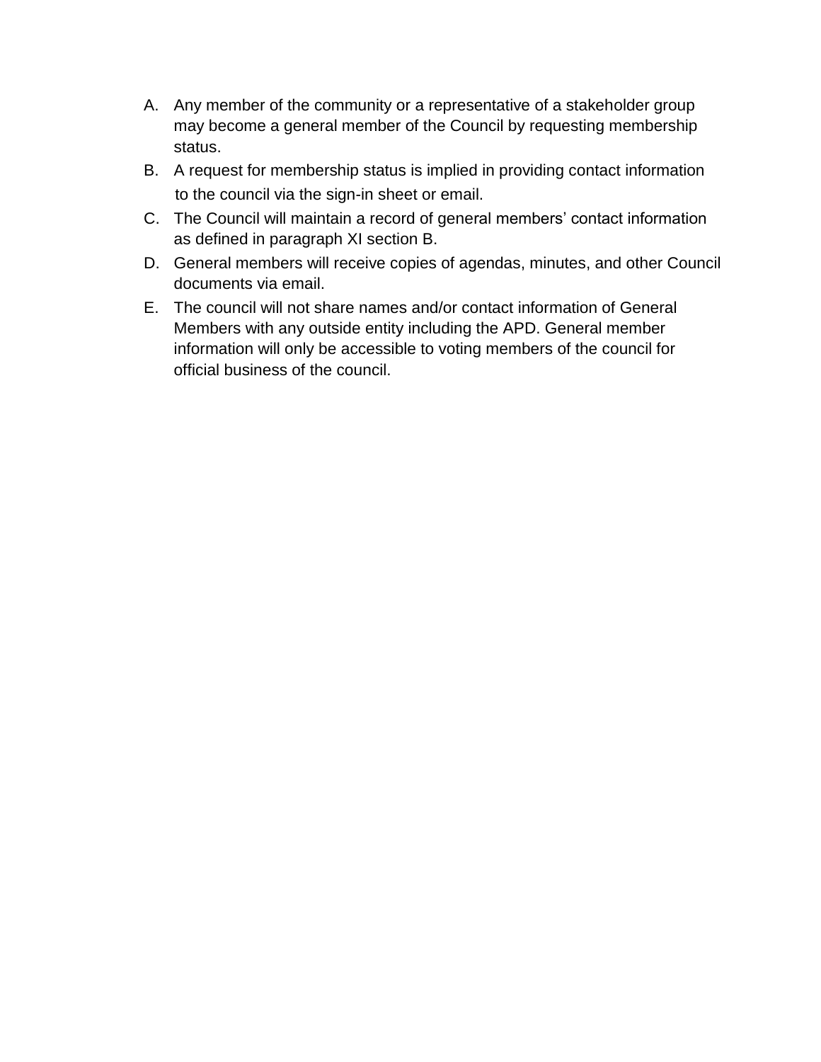A. Any member of the community or a representative of a stakeholder group may become a general member of the Council by requesting membership status.
B. A request for membership status is implied in providing contact information to the council via the sign-in sheet or email.
C. The Council will maintain a record of general members' contact information as defined in paragraph XI section B.
D. General members will receive copies of agendas, minutes, and other Council documents via email.
E. The council will not share names and/or contact information of General Members with any outside entity including the APD. General member information will only be accessible to voting members of the council for official business of the council.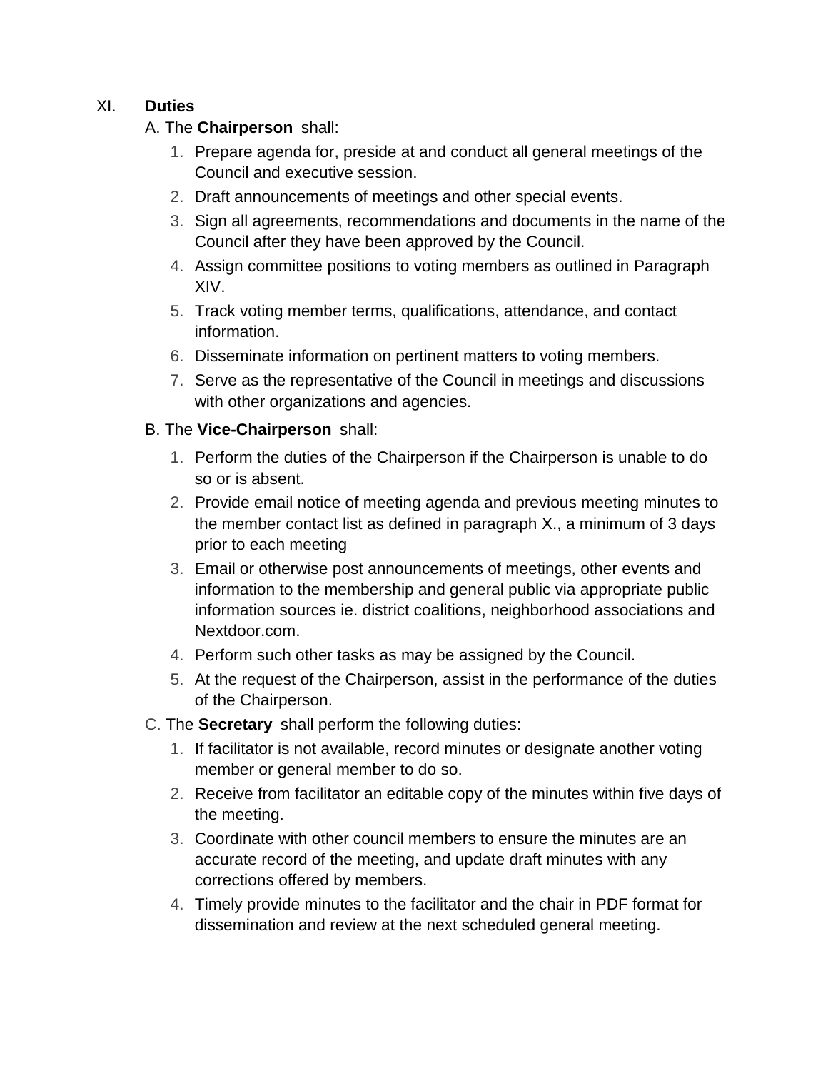## XI. **Duties**

A. The **Chairperson** shall:

1. Prepare agenda for, preside at and conduct all general meetings of the Council and executive session.
2. Draft announcements of meetings and other special events.
3. Sign all agreements, recommendations and documents in the name of the Council after they have been approved by the Council.
4. Assign committee positions to voting members as outlined in Paragraph XIV.
5. Track voting member terms, qualifications, attendance, and contact information.
6. Disseminate information on pertinent matters to voting members.
7. Serve as the representative of the Council in meetings and discussions with other organizations and agencies.

B. The **Vice-Chairperson** shall:

1. Perform the duties of the Chairperson if the Chairperson is unable to do so or is absent.
2. Provide email notice of meeting agenda and previous meeting minutes to the member contact list as defined in paragraph X., a minimum of 3 days prior to each meeting
3. Email or otherwise post announcements of meetings, other events and information to the membership and general public via appropriate public information sources ie. district coalitions, neighborhood associations and Nextdoor.com.
4. Perform such other tasks as may be assigned by the Council.
5. At the request of the Chairperson, assist in the performance of the duties of the Chairperson.

C. The **Secretary** shall perform the following duties:

1. If facilitator is not available, record minutes or designate another voting member or general member to do so.
2. Receive from facilitator an editable copy of the minutes within five days of the meeting.
3. Coordinate with other council members to ensure the minutes are an accurate record of the meeting, and update draft minutes with any corrections offered by members.
4. Timely provide minutes to the facilitator and the chair in PDF format for dissemination and review at the next scheduled general meeting.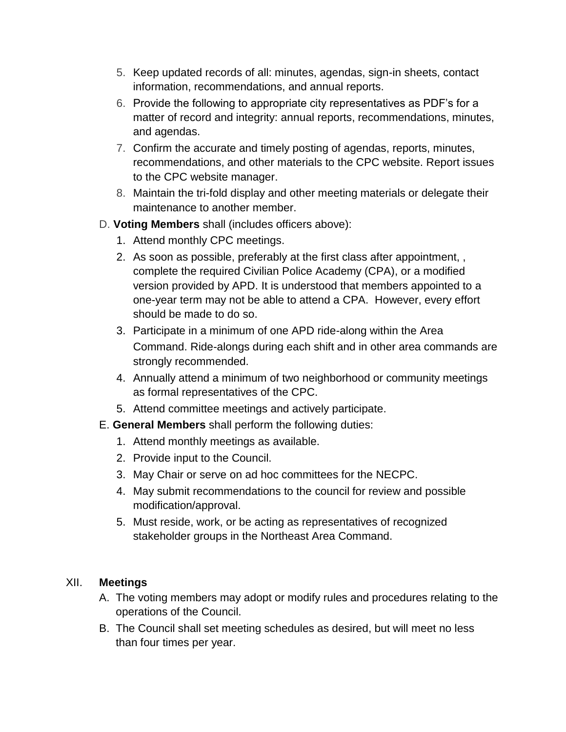5. Keep updated records of all: minutes, agendas, sign-in sheets, contact information, recommendations, and annual reports.
6. Provide the following to appropriate city representatives as PDF's for a matter of record and integrity: annual reports, recommendations, minutes, and agendas.
7. Confirm the accurate and timely posting of agendas, reports, minutes, recommendations, and other materials to the CPC website. Report issues to the CPC website manager.
8. Maintain the tri-fold display and other meeting materials or delegate their maintenance to another member.

D. **Voting Members** shall (includes officers above):

1. Attend monthly CPC meetings.
2. As soon as possible, preferably at the first class after appointment, , complete the required Civilian Police Academy (CPA), or a modified version provided by APD. It is understood that members appointed to a one-year term may not be able to attend a CPA. However, every effort should be made to do so.
3. Participate in a minimum of one APD ride-along within the Area Command. Ride-alongs during each shift and in other area commands are strongly recommended.
4. Annually attend a minimum of two neighborhood or community meetings as formal representatives of the CPC.
5. Attend committee meetings and actively participate.

E. **General Members** shall perform the following duties:

1. Attend monthly meetings as available.
2. Provide input to the Council.
3. May Chair or serve on ad hoc committees for the NECPC.
4. May submit recommendations to the council for review and possible modification/approval.
5. Must reside, work, or be acting as representatives of recognized stakeholder groups in the Northeast Area Command.

## XII. Meetings

A. The voting members may adopt or modify rules and procedures relating to the operations of the Council.

B. The Council shall set meeting schedules as desired, but will meet no less than four times per year.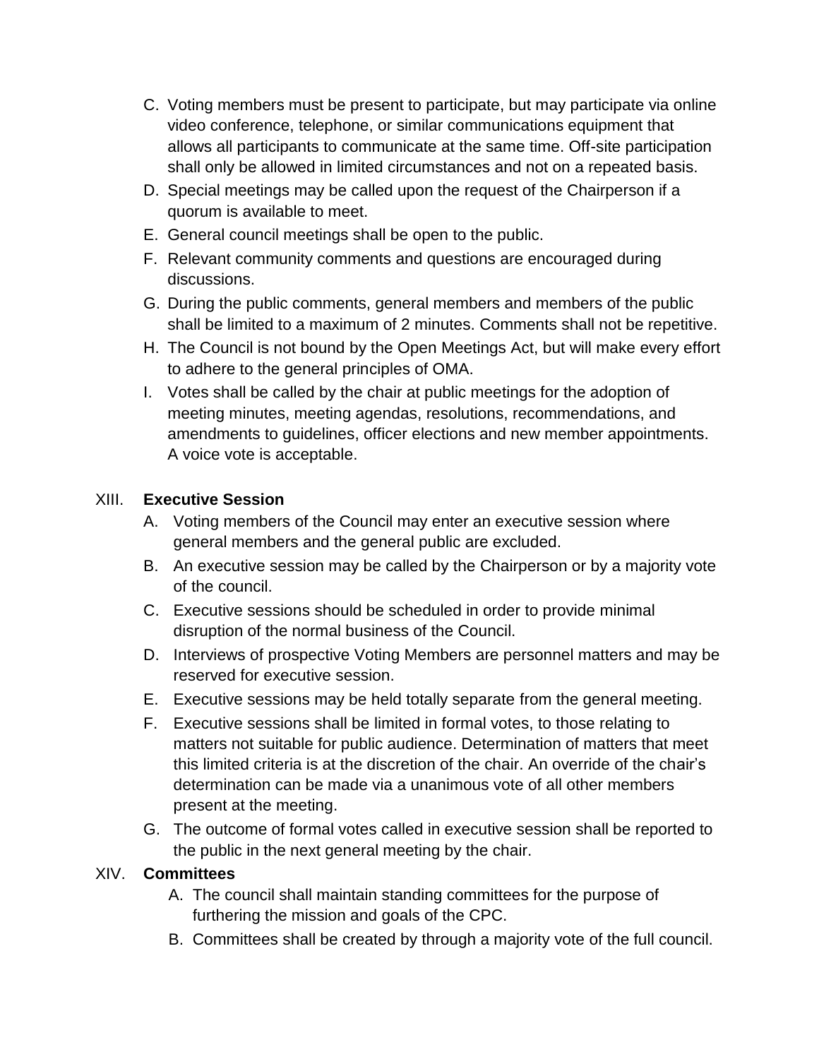C. Voting members must be present to participate, but may participate via online video conference, telephone, or similar communications equipment that allows all participants to communicate at the same time. Off-site participation shall only be allowed in limited circumstances and not on a repeated basis.

D. Special meetings may be called upon the request of the Chairperson if a quorum is available to meet.

E. General council meetings shall be open to the public.

F. Relevant community comments and questions are encouraged during discussions.

G. During the public comments, general members and members of the public shall be limited to a maximum of 2 minutes. Comments shall not be repetitive.

H. The Council is not bound by the Open Meetings Act, but will make every effort to adhere to the general principles of OMA.

I. Votes shall be called by the chair at public meetings for the adoption of meeting minutes, meeting agendas, resolutions, recommendations, and amendments to guidelines, officer elections and new member appointments. A voice vote is acceptable.

XIII. **Executive Session**

A. Voting members of the Council may enter an executive session where general members and the general public are excluded.

B. An executive session may be called by the Chairperson or by a majority vote of the council.

C. Executive sessions should be scheduled in order to provide minimal disruption of the normal business of the Council.

D. Interviews of prospective Voting Members are personnel matters and may be reserved for executive session.

E. Executive sessions may be held totally separate from the general meeting.

F. Executive sessions shall be limited in formal votes, to those relating to matters not suitable for public audience. Determination of matters that meet this limited criteria is at the discretion of the chair. An override of the chair's determination can be made via a unanimous vote of all other members present at the meeting.

G. The outcome of formal votes called in executive session shall be reported to the public in the next general meeting by the chair.

XIV. **Committees**

A. The council shall maintain standing committees for the purpose of furthering the mission and goals of the CPC.

B. Committees shall be created by through a majority vote of the full council.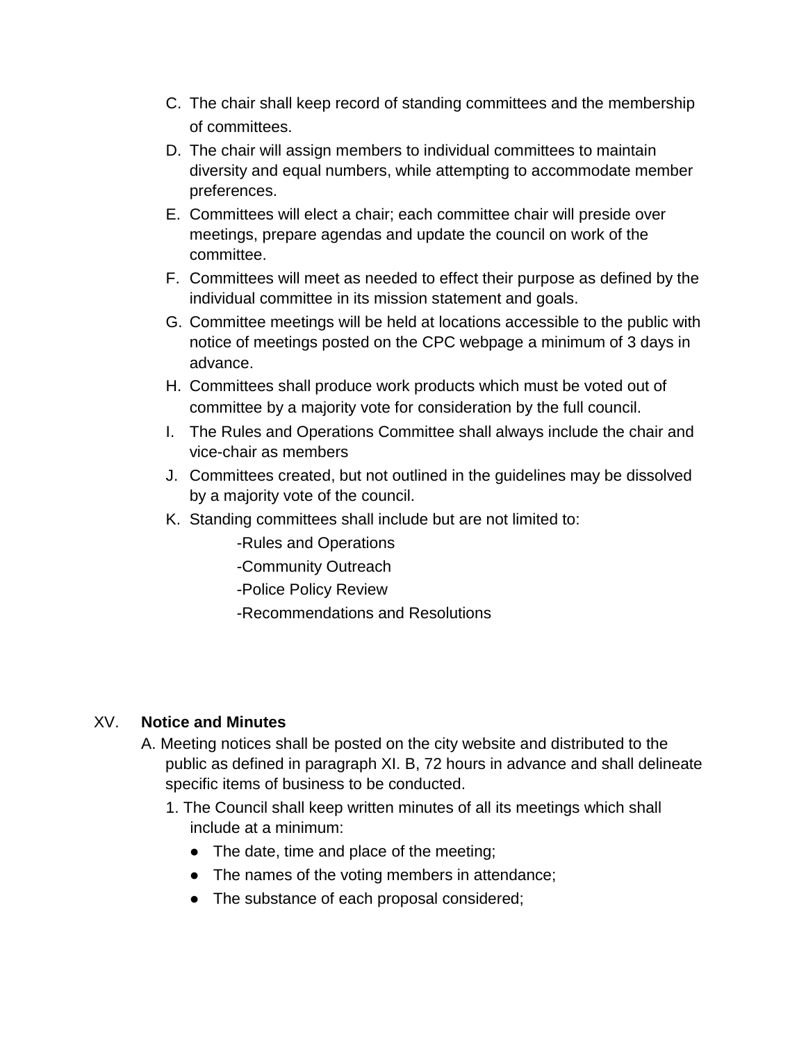C. The chair shall keep record of standing committees and the membership of committees.
D. The chair will assign members to individual committees to maintain diversity and equal numbers, while attempting to accommodate member preferences.
E. Committees will elect a chair; each committee chair will preside over meetings, prepare agendas and update the council on work of the committee.
F. Committees will meet as needed to effect their purpose as defined by the individual committee in its mission statement and goals.
G. Committee meetings will be held at locations accessible to the public with notice of meetings posted on the CPC webpage a minimum of 3 days in advance.
H. Committees shall produce work products which must be voted out of committee by a majority vote for consideration by the full council.
I. The Rules and Operations Committee shall always include the chair and vice-chair as members
J. Committees created, but not outlined in the guidelines may be dissolved by a majority vote of the council.
K. Standing committees shall include but are not limited to:
    - -Rules and Operations
    - -Community Outreach
    - -Police Policy Review
    - -Recommendations and Resolutions

## XV. **Notice and Minutes**

A. Meeting notices shall be posted on the city website and distributed to the public as defined in paragraph XI. B, 72 hours in advance and shall delineate specific items of business to be conducted.

1. The Council shall keep written minutes of all its meetings which shall include at a minimum:
    - The date, time and place of the meeting;
    - The names of the voting members in attendance;
    - The substance of each proposal considered;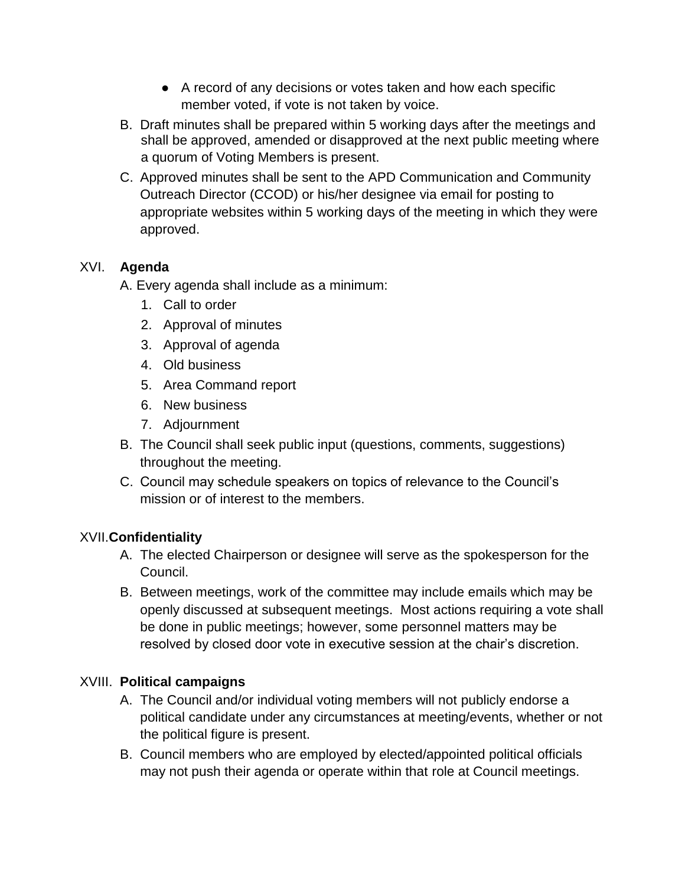- A record of any decisions or votes taken and how each specific member voted, if vote is not taken by voice.

B. Draft minutes shall be prepared within 5 working days after the meetings and shall be approved, amended or disapproved at the next public meeting where a quorum of Voting Members is present.

C. Approved minutes shall be sent to the APD Communication and Community Outreach Director (CCOD) or his/her designee via email for posting to appropriate websites within 5 working days of the meeting in which they were approved.

## XVI. **Agenda**

A. Every agenda shall include as a minimum:

1. Call to order
2. Approval of minutes
3. Approval of agenda
4. Old business
5. Area Command report
6. New business
7. Adjournment

B. The Council shall seek public input (questions, comments, suggestions) throughout the meeting.

C. Council may schedule speakers on topics of relevance to the Council's mission or of interest to the members.

## XVII. **Confidentiality**

A. The elected Chairperson or designee will serve as the spokesperson for the Council.

B. Between meetings, work of the committee may include emails which may be openly discussed at subsequent meetings. Most actions requiring a vote shall be done in public meetings; however, some personnel matters may be resolved by closed door vote in executive session at the chair's discretion.

## XVIII. **Political campaigns**

A. The Council and/or individual voting members will not publicly endorse a political candidate under any circumstances at meeting/events, whether or not the political figure is present.

B. Council members who are employed by elected/appointed political officials may not push their agenda or operate within that role at Council meetings.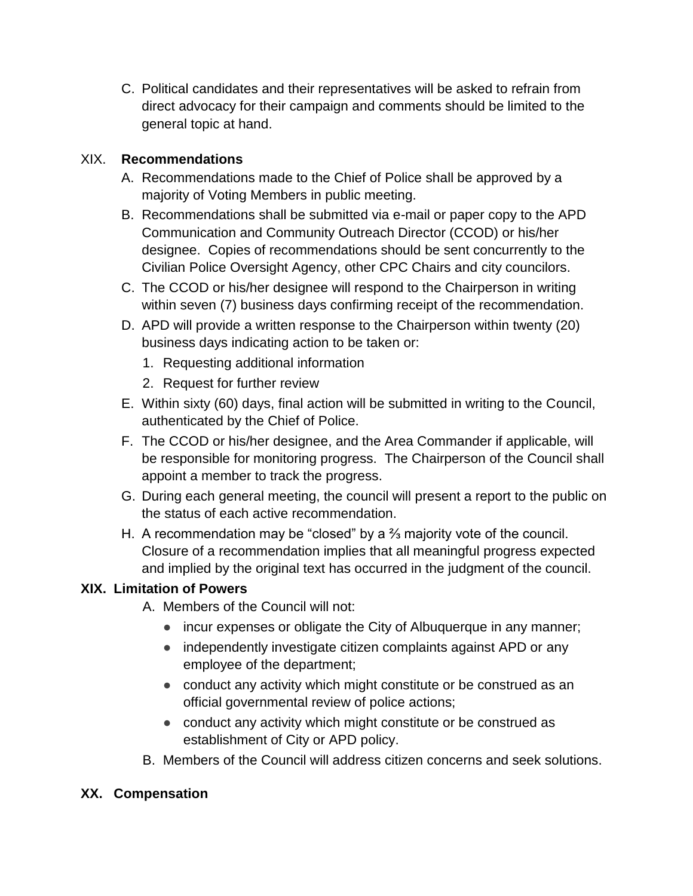C. Political candidates and their representatives will be asked to refrain from direct advocacy for their campaign and comments should be limited to the general topic at hand.

## XIX. **Recommendations**

A. Recommendations made to the Chief of Police shall be approved by a majority of Voting Members in public meeting.

B. Recommendations shall be submitted via e-mail or paper copy to the APD Communication and Community Outreach Director (CCOD) or his/her designee. Copies of recommendations should be sent concurrently to the Civilian Police Oversight Agency, other CPC Chairs and city councilors.

C. The CCOD or his/her designee will respond to the Chairperson in writing within seven (7) business days confirming receipt of the recommendation.

D. APD will provide a written response to the Chairperson within twenty (20) business days indicating action to be taken or:

1. Requesting additional information
2. Request for further review

E. Within sixty (60) days, final action will be submitted in writing to the Council, authenticated by the Chief of Police.

F. The CCOD or his/her designee, and the Area Commander if applicable, will be responsible for monitoring progress. The Chairperson of the Council shall appoint a member to track the progress.

G. During each general meeting, the council will present a report to the public on the status of each active recommendation.

H. A recommendation may be “closed” by a ⅔ majority vote of the council. Closure of a recommendation implies that all meaningful progress expected and implied by the original text has occurred in the judgment of the council.

## **XIX. Limitation of Powers**

A. Members of the Council will not:

- incur expenses or obligate the City of Albuquerque in any manner;
- independently investigate citizen complaints against APD or any employee of the department;
- conduct any activity which might constitute or be construed as an official governmental review of police actions;
- conduct any activity which might constitute or be construed as establishment of City or APD policy.

B. Members of the Council will address citizen concerns and seek solutions.

## **XX. Compensation**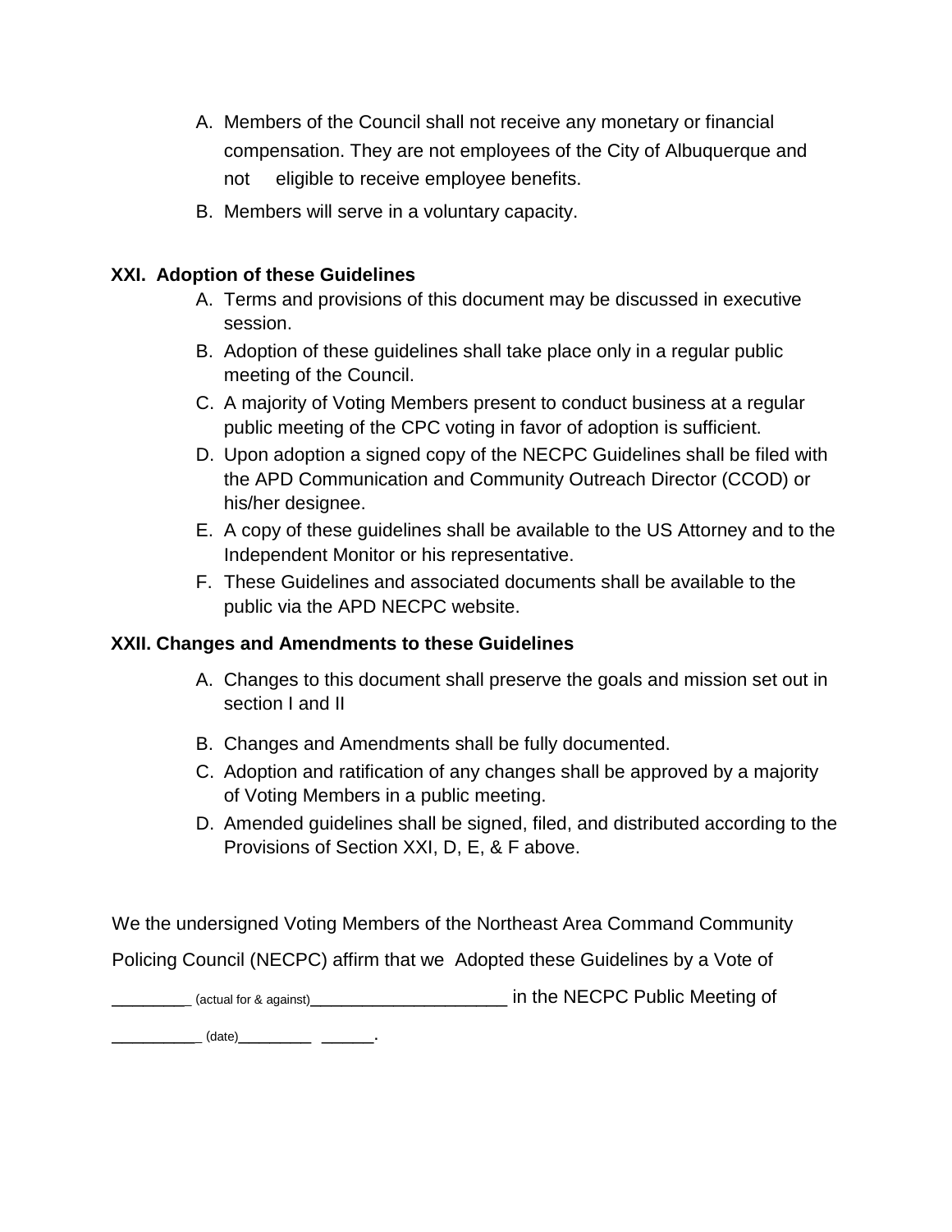A. Members of the Council shall not receive any monetary or financial compensation. They are not employees of the City of Albuquerque and not eligible to receive employee benefits.
B. Members will serve in a voluntary capacity.

## XXI. Adoption of these Guidelines

A. Terms and provisions of this document may be discussed in executive session.
B. Adoption of these guidelines shall take place only in a regular public meeting of the Council.
C. A majority of Voting Members present to conduct business at a regular public meeting of the CPC voting in favor of adoption is sufficient.
D. Upon adoption a signed copy of the NECPC Guidelines shall be filed with the APD Communication and Community Outreach Director (CCOD) or his/her designee.
E. A copy of these guidelines shall be available to the US Attorney and to the Independent Monitor or his representative.
F. These Guidelines and associated documents shall be available to the public via the APD NECPC website.

## XXII. Changes and Amendments to these Guidelines

A. Changes to this document shall preserve the goals and mission set out in section I and II
B. Changes and Amendments shall be fully documented.
C. Adoption and ratification of any changes shall be approved by a majority of Voting Members in a public meeting.
D. Amended guidelines shall be signed, filed, and distributed according to the Provisions of Section XXI, D, E, & F above.

We the undersigned Voting Members of the Northeast Area Command Community Policing Council (NECPC) affirm that we Adopted these Guidelines by a Vote of

_________ (actual for & against)_____________________ in the NECPC Public Meeting of

___________ (date)_________ ______.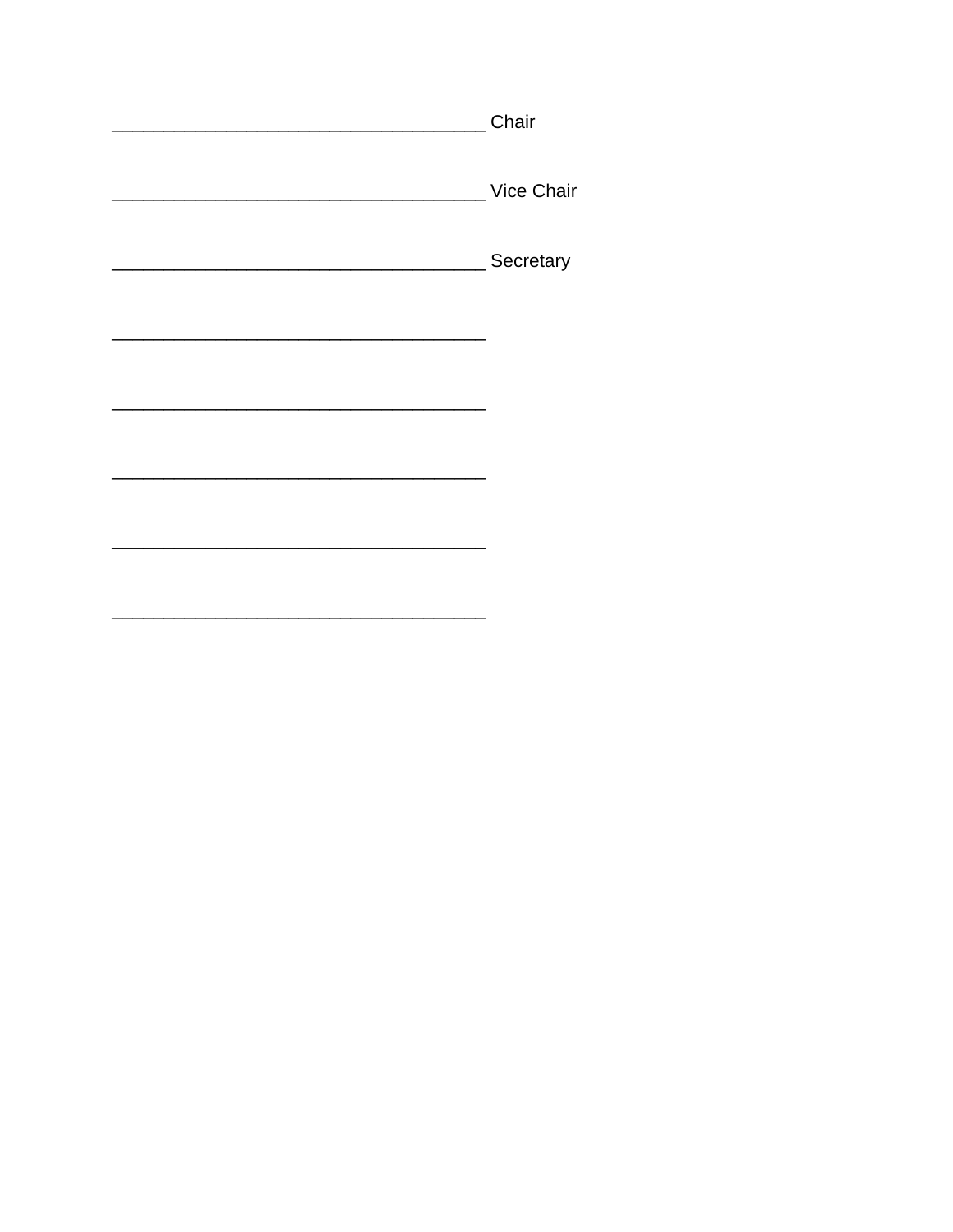___________________________________ Chair

___________________________________ Vice Chair

___________________________________ Secretary

___________________________________

___________________________________

___________________________________

___________________________________

___________________________________